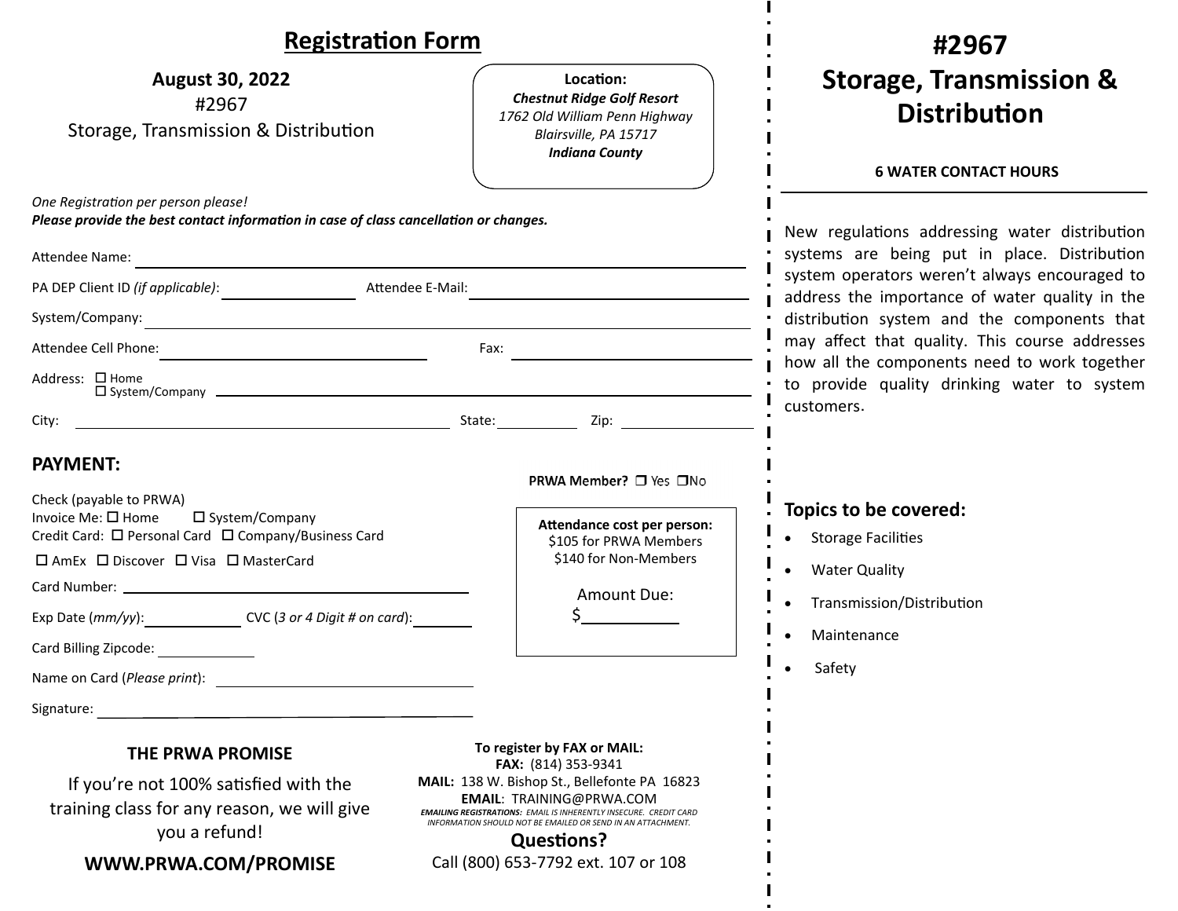# Registration Form

**August 30, 2022**

#2967

Storage, Transmission & Distribution

**Location:**
***Chestnut Ridge Golf Resort***
*1762 Old William Penn Highway*
*Blairsville, PA 15717*
***Indiana County***

*One Registration per person please!*
***Please provide the best contact information in case of class cancellation or changes.***

Attendee Name: ______________________________

PA DEP Client ID *(if applicable)*: ____________ Attendee E-Mail: ____________

System/Company: ______________________________

Attendee Cell Phone: ____________ Fax: ____________

Address: ☐ Home ☐ System/Company ______________________________

City: ____________ State: ____________ Zip: ____________

## PAYMENT:

**PRWA Member?** ☐ Yes ☐ No

Check (payable to PRWA)
Invoice Me: ☐ Home ☐ System/Company
Credit Card: ☐ Personal Card ☐ Company/Business Card
☐ AmEx ☐ Discover ☐ Visa ☐ MasterCard

Card Number: ______________________________

Exp Date (*mm/yy*): ____________ CVC (*3 or 4 Digit # on card*): ____________

Card Billing Zipcode: ____________

Name on Card (*Please print*): ______________________________

Signature: ______________________________

**Attendance cost per person:**
$105 for PRWA Members
$140 for Non-Members

Amount Due:
$__________

### THE PRWA PROMISE

If you're not 100% satisfied with the training class for any reason, we will give you a refund!

**WWW.PRWA.COM/PROMISE**

**To register by FAX or MAIL:**
**FAX:** (814) 353-9341
**MAIL:** 138 W. Bishop St., Bellefonte PA 16823
**EMAIL**: TRAINING@PRWA.COM
***EMAILING REGISTRATIONS:*** *EMAIL IS INHERENTLY INSECURE. CREDIT CARD INFORMATION SHOULD NOT BE EMAILED OR SEND IN AN ATTACHMENT.*

**Questions?**
Call (800) 653-7792 ext. 107 or 108

# #2967 Storage, Transmission & Distribution

**6 WATER CONTACT HOURS**

New regulations addressing water distribution systems are being put in place. Distribution system operators weren't always encouraged to address the importance of water quality in the distribution system and the components that may affect that quality. This course addresses how all the components need to work together to provide quality drinking water to system customers.

## Topics to be covered:

- Storage Facilities
- Water Quality
- Transmission/Distribution
- Maintenance
- Safety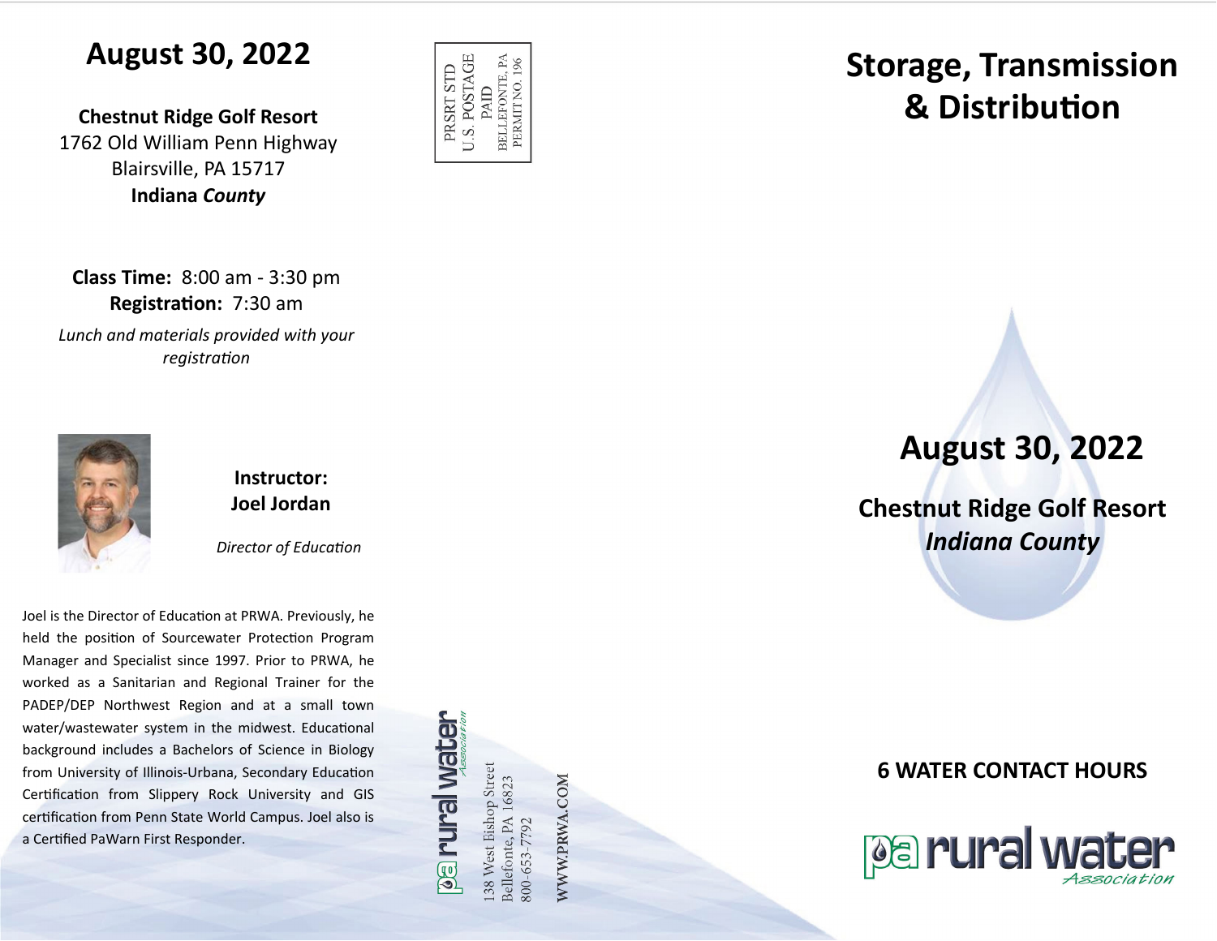# August 30, 2022

**Chestnut Ridge Golf Resort**
1762 Old William Penn Highway
Blairsville, PA 15717
**Indiana *County***

**Class Time:** 8:00 am - 3:30 pm
**Registration:** 7:30 am

*Lunch and materials provided with your registration*

**Instructor:**
**Joel Jordan**

*Director of Education*

Joel is the Director of Education at PRWA. Previously, he held the position of Sourcewater Protection Program Manager and Specialist since 1997. Prior to PRWA, he worked as a Sanitarian and Regional Trainer for the PADEP/DEP Northwest Region and at a small town water/wastewater system in the midwest. Educational background includes a Bachelors of Science in Biology from University of Illinois-Urbana, Secondary Education Certification from Slippery Rock University and GIS certification from Penn State World Campus. Joel also is a Certified PaWarn First Responder.

PRSRT STD
U.S. POSTAGE
PAID
BELLEFONTE, PA
PERMIT NO. 196

pa rural water Association
138 West Bishop Street
Bellefonte, PA 16823
800-653-7792
WWW.PRWA.COM

# Storage, Transmission & Distribution

## August 30, 2022

**Chestnut Ridge Golf Resort**
***Indiana County***

**6 WATER CONTACT HOURS**

pa rural water Association